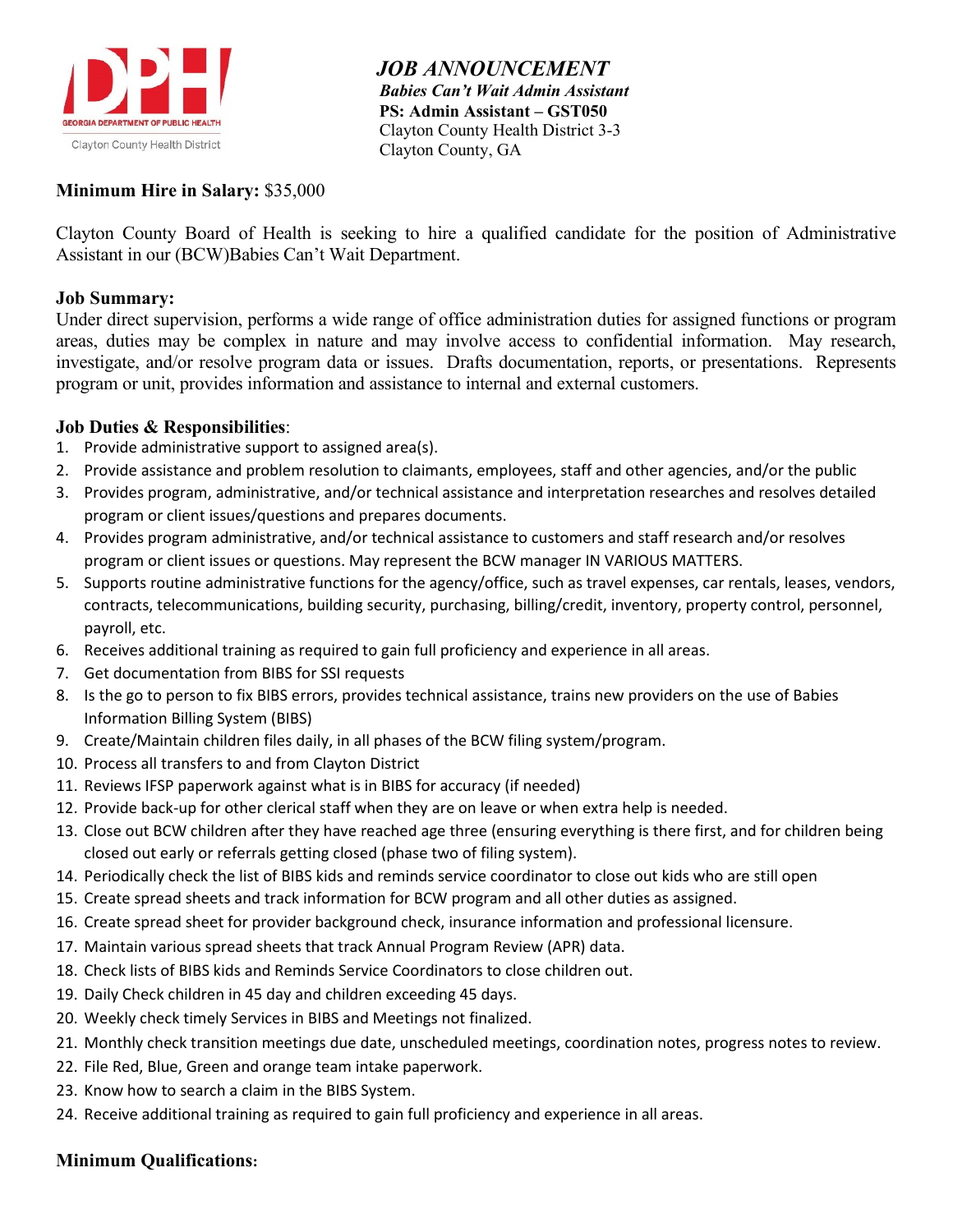DPH

GEORGIA DEPARTMENT OF PUBLIC HEALTH

Clayton County Health District

# *JOB ANNOUNCEMENT*

***Babies Can't Wait Admin Assistant***

**PS: Admin Assistant – GST050**

Clayton County Health District 3-3

Clayton County, GA

**Minimum Hire in Salary:** $35,000

Clayton County Board of Health is seeking to hire a qualified candidate for the position of Administrative Assistant in our (BCW)Babies Can't Wait Department.

**Job Summary:**

Under direct supervision, performs a wide range of office administration duties for assigned functions or program areas, duties may be complex in nature and may involve access to confidential information. May research, investigate, and/or resolve program data or issues. Drafts documentation, reports, or presentations. Represents program or unit, provides information and assistance to internal and external customers.

**Job Duties & Responsibilities**:

1. Provide administrative support to assigned area(s).
2. Provide assistance and problem resolution to claimants, employees, staff and other agencies, and/or the public
3. Provides program, administrative, and/or technical assistance and interpretation researches and resolves detailed program or client issues/questions and prepares documents.
4. Provides program administrative, and/or technical assistance to customers and staff research and/or resolves program or client issues or questions. May represent the BCW manager IN VARIOUS MATTERS.
5. Supports routine administrative functions for the agency/office, such as travel expenses, car rentals, leases, vendors, contracts, telecommunications, building security, purchasing, billing/credit, inventory, property control, personnel, payroll, etc.
6. Receives additional training as required to gain full proficiency and experience in all areas.
7. Get documentation from BIBS for SSI requests
8. Is the go to person to fix BIBS errors, provides technical assistance, trains new providers on the use of Babies Information Billing System (BIBS)
9. Create/Maintain children files daily, in all phases of the BCW filing system/program.
10. Process all transfers to and from Clayton District
11. Reviews IFSP paperwork against what is in BIBS for accuracy (if needed)
12. Provide back-up for other clerical staff when they are on leave or when extra help is needed.
13. Close out BCW children after they have reached age three (ensuring everything is there first, and for children being closed out early or referrals getting closed (phase two of filing system).
14. Periodically check the list of BIBS kids and reminds service coordinator to close out kids who are still open
15. Create spread sheets and track information for BCW program and all other duties as assigned.
16. Create spread sheet for provider background check, insurance information and professional licensure.
17. Maintain various spread sheets that track Annual Program Review (APR) data.
18. Check lists of BIBS kids and Reminds Service Coordinators to close children out.
19. Daily Check children in 45 day and children exceeding 45 days.
20. Weekly check timely Services in BIBS and Meetings not finalized.
21. Monthly check transition meetings due date, unscheduled meetings, coordination notes, progress notes to review.
22. File Red, Blue, Green and orange team intake paperwork.
23. Know how to search a claim in the BIBS System.
24. Receive additional training as required to gain full proficiency and experience in all areas.

**Minimum Qualifications:**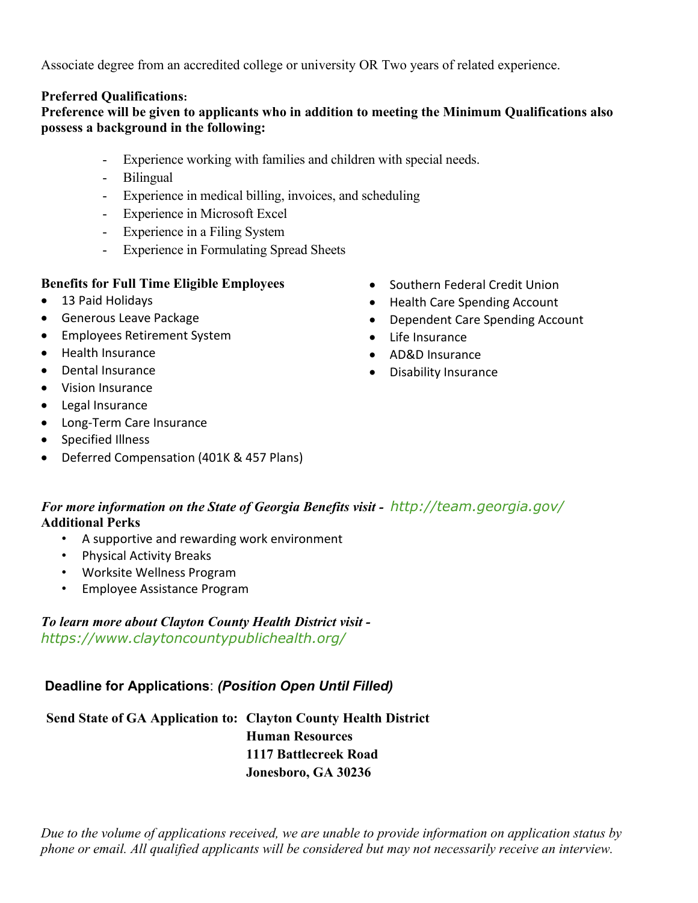Associate degree from an accredited college or university OR Two years of related experience.

**Preferred Qualifications:**

**Preference will be given to applicants who in addition to meeting the Minimum Qualifications also possess a background in the following:**

- Experience working with families and children with special needs.
- Bilingual
- Experience in medical billing, invoices, and scheduling
- Experience in Microsoft Excel
- Experience in a Filing System
- Experience in Formulating Spread Sheets

**Benefits for Full Time Eligible Employees**

- 13 Paid Holidays
- Generous Leave Package
- Employees Retirement System
- Health Insurance
- Dental Insurance
- Vision Insurance
- Legal Insurance
- Long-Term Care Insurance
- Specified Illness
- Deferred Compensation (401K & 457 Plans)
- Southern Federal Credit Union
- Health Care Spending Account
- Dependent Care Spending Account
- Life Insurance
- AD&D Insurance
- Disability Insurance

***For more information on the State of Georgia Benefits visit -*** http://team.georgia.gov/

**Additional Perks**

- A supportive and rewarding work environment
- Physical Activity Breaks
- Worksite Wellness Program
- Employee Assistance Program

***To learn more about Clayton County Health District visit -***
https://www.claytoncountypublichealth.org/

**Deadline for Applications**: ***(Position Open Until Filled)***

**Send State of GA Application to:** **Clayton County Health District**
**Human Resources**
**1117 Battlecreek Road**
**Jonesboro, GA 30236**

*Due to the volume of applications received, we are unable to provide information on application status by phone or email. All qualified applicants will be considered but may not necessarily receive an interview.*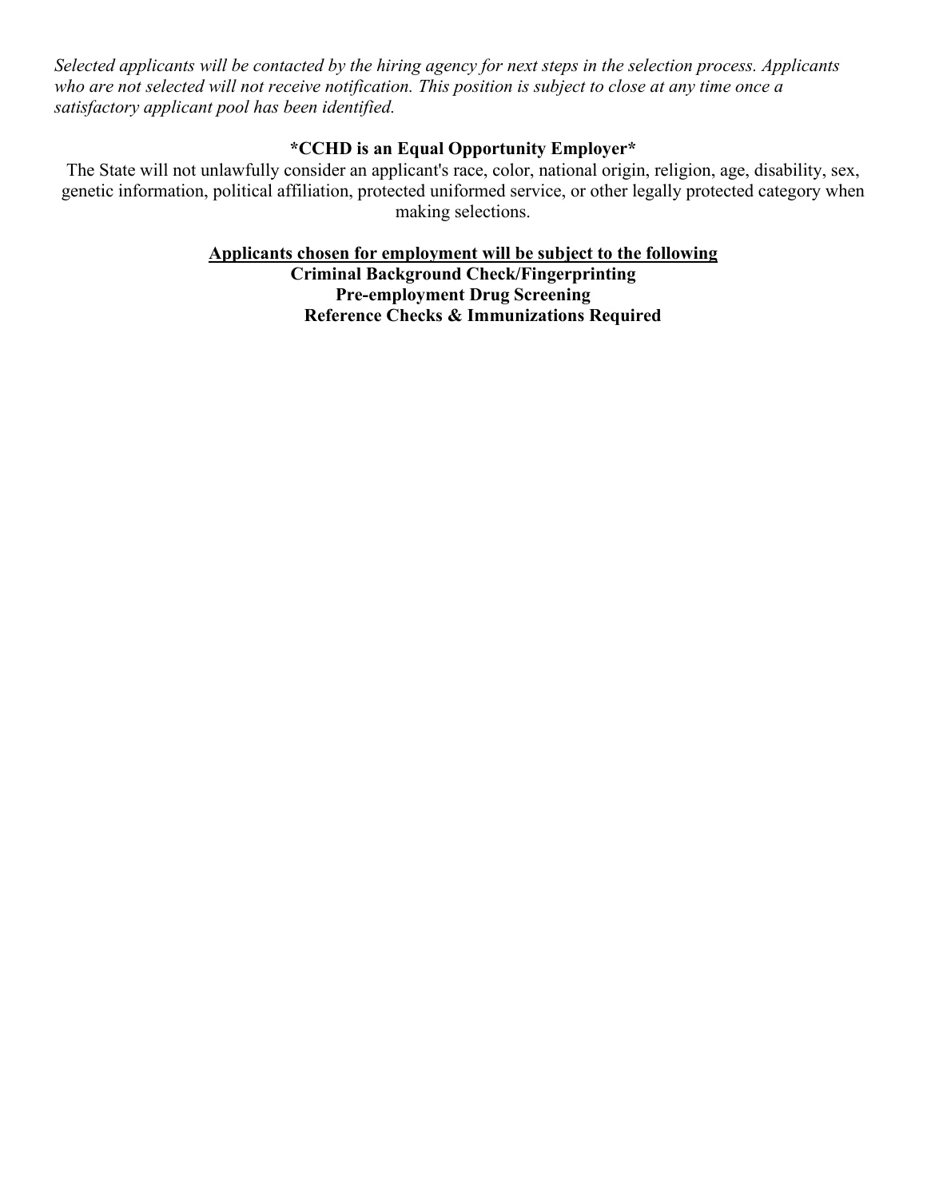*Selected applicants will be contacted by the hiring agency for next steps in the selection process. Applicants who are not selected will not receive notification. This position is subject to close at any time once a satisfactory applicant pool has been identified.*

**\*CCHD is an Equal Opportunity Employer\***

The State will not unlawfully consider an applicant's race, color, national origin, religion, age, disability, sex, genetic information, political affiliation, protected uniformed service, or other legally protected category when making selections.

<u>**Applicants chosen for employment will be subject to the following**</u>

**Criminal Background Check/Fingerprinting**

**Pre-employment Drug Screening**

**Reference Checks & Immunizations Required**